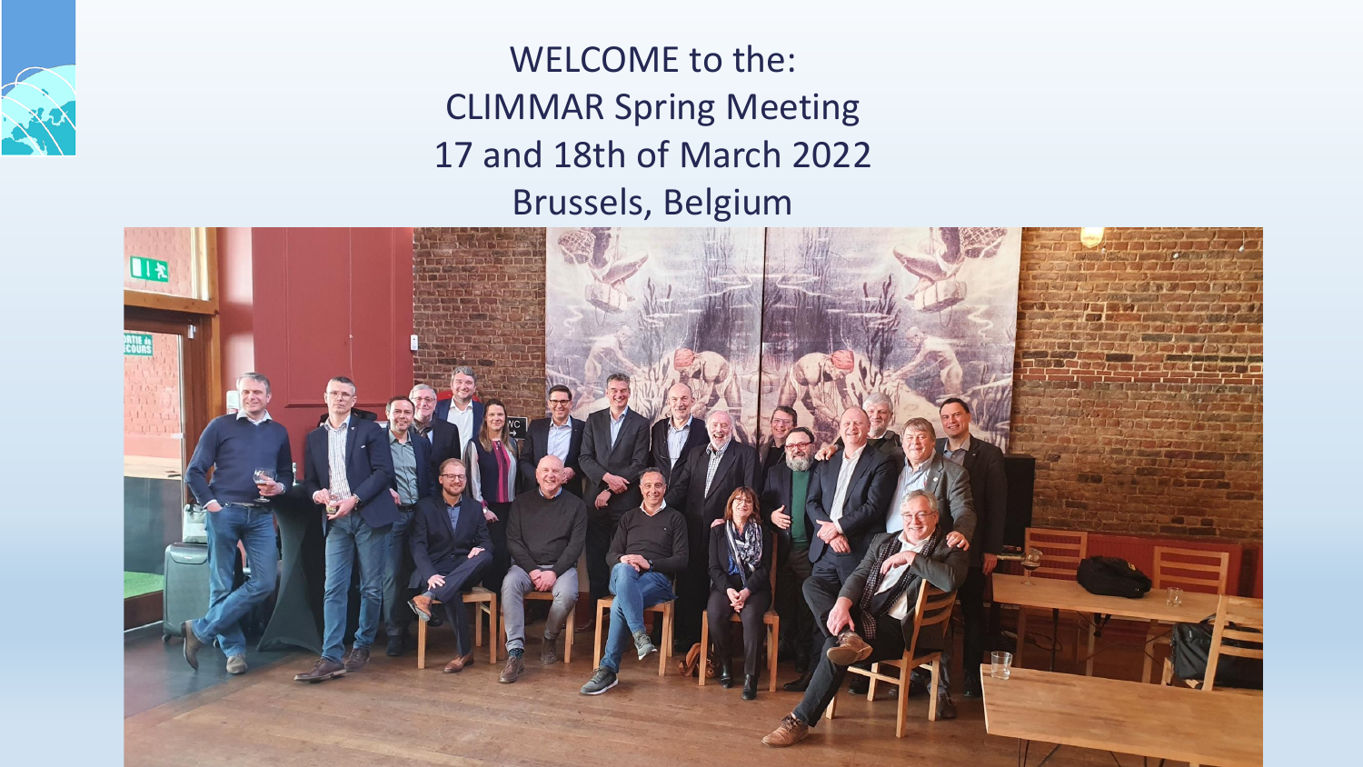WELCOME to the:

CLIMMAR Spring Meeting

17 and 18th of March 2022

Brussels, Belgium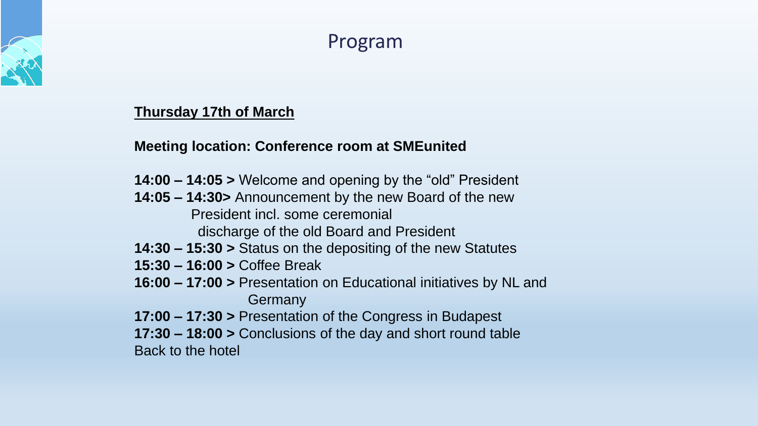# Program

**Thursday 17th of March**

**Meeting location: Conference room at SMEunited**

**14:00 – 14:05 >** Welcome and opening by the "old" President
**14:05 – 14:30>** Announcement by the new Board of the new President incl. some ceremonial discharge of the old Board and President
**14:30 – 15:30 >** Status on the depositing of the new Statutes
**15:30 – 16:00 >** Coffee Break
**16:00 – 17:00 >** Presentation on Educational initiatives by NL and Germany
**17:00 – 17:30 >** Presentation of the Congress in Budapest
**17:30 – 18:00 >** Conclusions of the day and short round table
Back to the hotel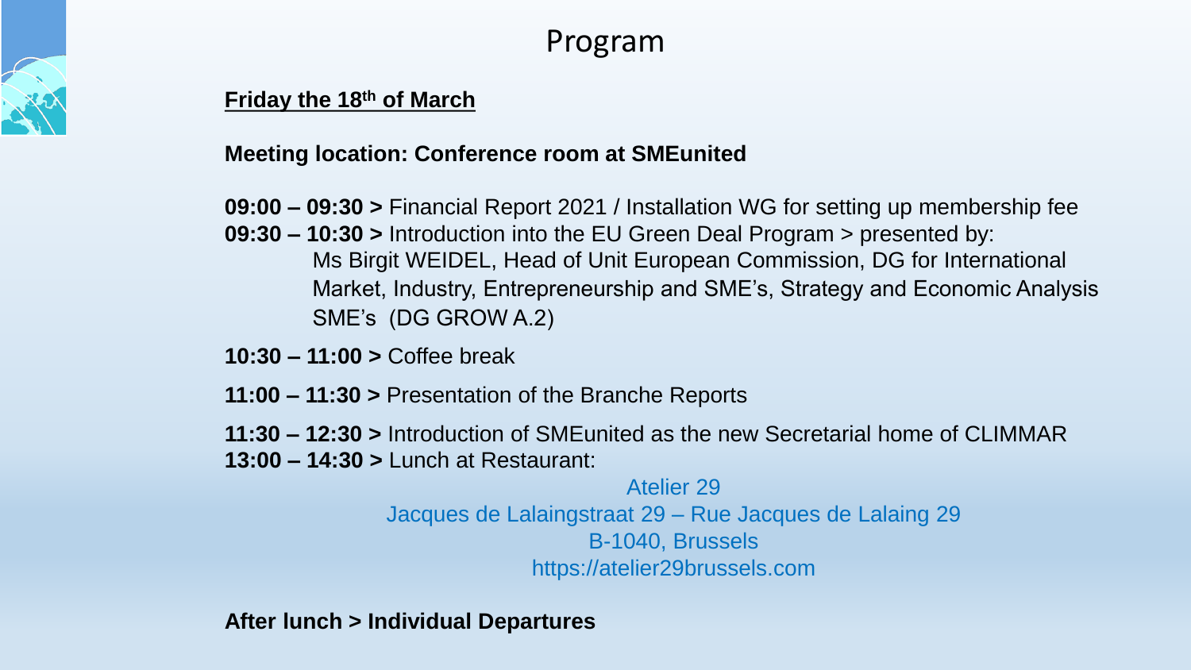# Program

**Friday the 18th of March**

**Meeting location: Conference room at SMEunited**

**09:00 – 09:30 >** Financial Report 2021 / Installation WG for setting up membership fee
**09:30 – 10:30 >** Introduction into the EU Green Deal Program > presented by:
Ms Birgit WEIDEL, Head of Unit European Commission, DG for International Market, Industry, Entrepreneurship and SME's, Strategy and Economic Analysis SME's (DG GROW A.2)

**10:30 – 11:00 >** Coffee break

**11:00 – 11:30 >** Presentation of the Branche Reports

**11:30 – 12:30 >** Introduction of SMEunited as the new Secretarial home of CLIMMAR
**13:00 – 14:30 >** Lunch at Restaurant:

Atelier 29
Jacques de Lalaingstraat 29 – Rue Jacques de Lalaing 29
B-1040, Brussels
https://atelier29brussels.com

**After lunch > Individual Departures**